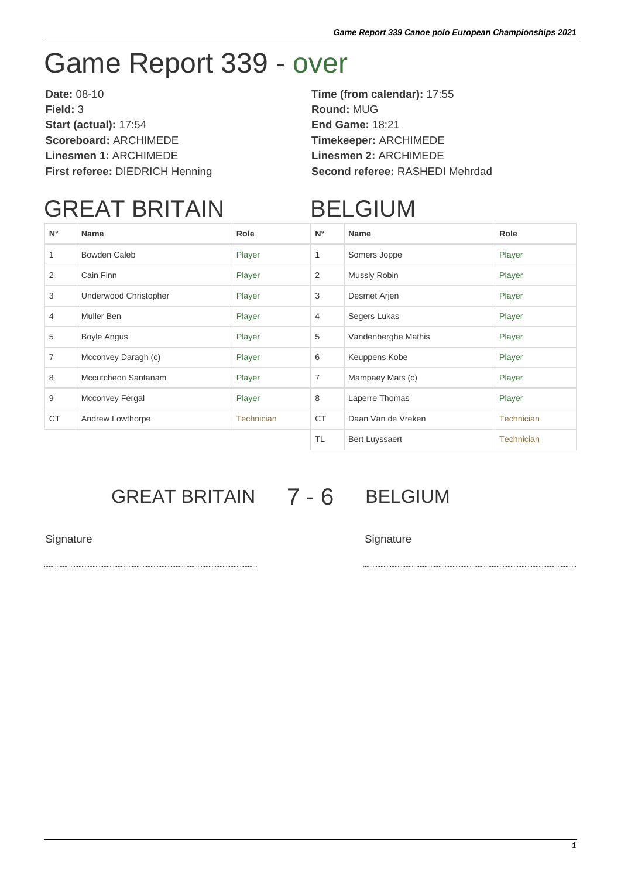# Game Report 339 - over

**Date:** 08-10
**Time (from calendar):** 17:55
**Field:** 3
**Round:** MUG
**Start (actual):** 17:54
**End Game:** 18:21
**Scoreboard:** ARCHIMEDE
**Timekeeper:** ARCHIMEDE
**Linesmen 1:** ARCHIMEDE
**Linesmen 2:** ARCHIMEDE
**First referee:** DIEDRICH Henning
**Second referee:** RASHEDI Mehrdad

## GREAT BRITAIN

| N° | Name | Role |
|---|---|---|
| 1 | Bowden Caleb | Player |
| 2 | Cain Finn | Player |
| 3 | Underwood Christopher | Player |
| 4 | Muller Ben | Player |
| 5 | Boyle Angus | Player |
| 7 | Mcconvey Daragh (c) | Player |
| 8 | Mccutcheon Santanam | Player |
| 9 | Mcconvey Fergal | Player |
| CT | Andrew Lowthorpe | Technician |

## BELGIUM

| N° | Name | Role |
|---|---|---|
| 1 | Somers Joppe | Player |
| 2 | Mussly Robin | Player |
| 3 | Desmet Arjen | Player |
| 4 | Segers Lukas | Player |
| 5 | Vandenberghe Mathis | Player |
| 6 | Keuppens Kobe | Player |
| 7 | Mampaey Mats (c) | Player |
| 8 | Laperre Thomas | Player |
| CT | Daan Van de Vreken | Technician |
| TL | Bert Luyssaert | Technician |

## GREAT BRITAIN 7 - 6 BELGIUM

Signature

Signature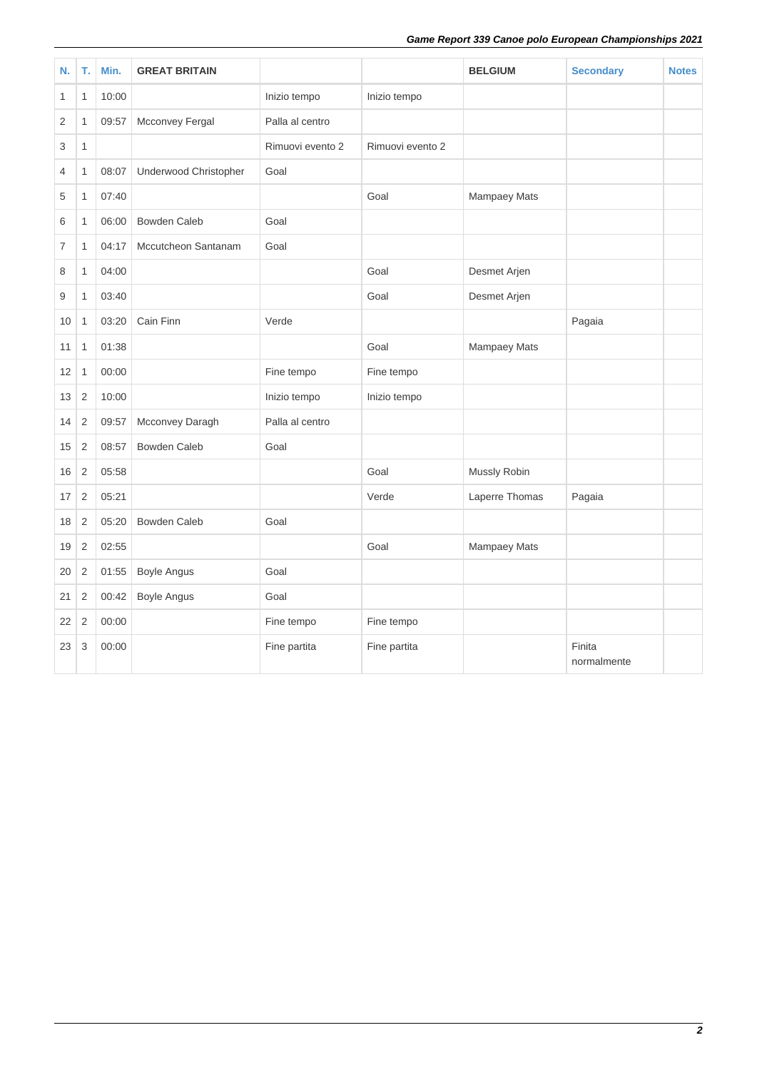| N. | T. | Min. | GREAT BRITAIN | | | BELGIUM | Secondary | Notes |
|---|---|---|---|---|---|---|---|---|
| 1 | 1 | 10:00 | | Inizio tempo | Inizio tempo | | | |
| 2 | 1 | 09:57 | Mcconvey Fergal | Palla al centro | | | | |
| 3 | 1 | | | Rimuovi evento 2 | Rimuovi evento 2 | | | |
| 4 | 1 | 08:07 | Underwood Christopher | Goal | | | | |
| 5 | 1 | 07:40 | | | Goal | Mampaey Mats | | |
| 6 | 1 | 06:00 | Bowden Caleb | Goal | | | | |
| 7 | 1 | 04:17 | Mccutcheon Santanam | Goal | | | | |
| 8 | 1 | 04:00 | | | Goal | Desmet Arjen | | |
| 9 | 1 | 03:40 | | | Goal | Desmet Arjen | | |
| 10 | 1 | 03:20 | Cain Finn | Verde | | | Pagaia | |
| 11 | 1 | 01:38 | | | Goal | Mampaey Mats | | |
| 12 | 1 | 00:00 | | Fine tempo | Fine tempo | | | |
| 13 | 2 | 10:00 | | Inizio tempo | Inizio tempo | | | |
| 14 | 2 | 09:57 | Mcconvey Daragh | Palla al centro | | | | |
| 15 | 2 | 08:57 | Bowden Caleb | Goal | | | | |
| 16 | 2 | 05:58 | | | Goal | Mussly Robin | | |
| 17 | 2 | 05:21 | | | Verde | Laperre Thomas | Pagaia | |
| 18 | 2 | 05:20 | Bowden Caleb | Goal | | | | |
| 19 | 2 | 02:55 | | | Goal | Mampaey Mats | | |
| 20 | 2 | 01:55 | Boyle Angus | Goal | | | | |
| 21 | 2 | 00:42 | Boyle Angus | Goal | | | | |
| 22 | 2 | 00:00 | | Fine tempo | Fine tempo | | | |
| 23 | 3 | 00:00 | | Fine partita | Fine partita | | Finita normalmente | |